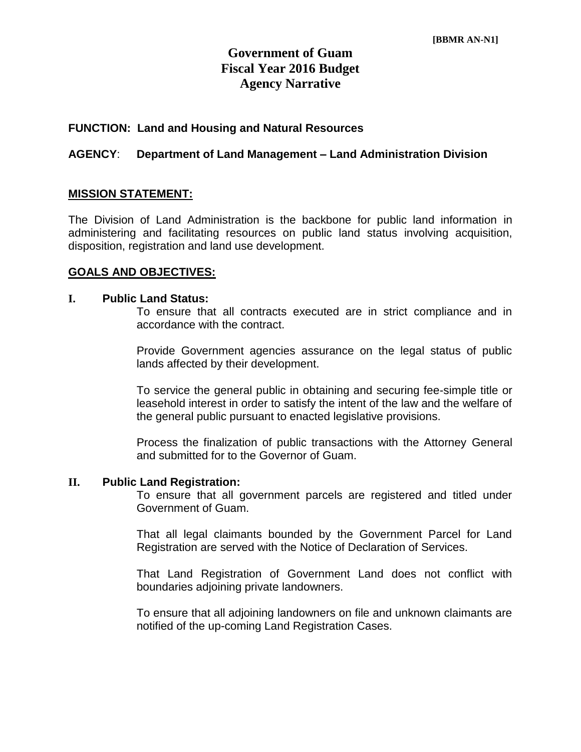[BBMR AN-N1]

# Government of Guam
# Fiscal Year 2016 Budget
# Agency Narrative

**FUNCTION: Land and Housing and Natural Resources**

**AGENCY**: **Department of Land Management – Land Administration Division**

## MISSION STATEMENT:

The Division of Land Administration is the backbone for public land information in administering and facilitating resources on public land status involving acquisition, disposition, registration and land use development.

## GOALS AND OBJECTIVES:

### I. Public Land Status:

To ensure that all contracts executed are in strict compliance and in accordance with the contract.

Provide Government agencies assurance on the legal status of public lands affected by their development.

To service the general public in obtaining and securing fee-simple title or leasehold interest in order to satisfy the intent of the law and the welfare of the general public pursuant to enacted legislative provisions.

Process the finalization of public transactions with the Attorney General and submitted for to the Governor of Guam.

### II. Public Land Registration:

To ensure that all government parcels are registered and titled under Government of Guam.

That all legal claimants bounded by the Government Parcel for Land Registration are served with the Notice of Declaration of Services.

That Land Registration of Government Land does not conflict with boundaries adjoining private landowners.

To ensure that all adjoining landowners on file and unknown claimants are notified of the up-coming Land Registration Cases.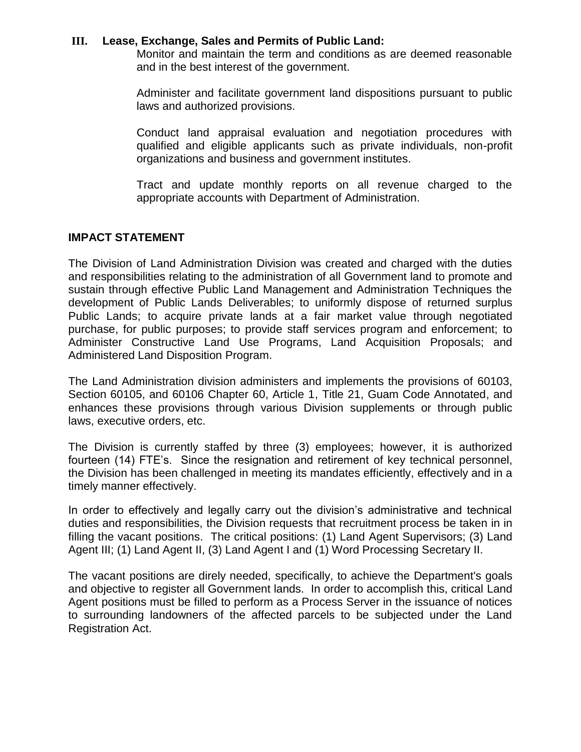### III. Lease, Exchange, Sales and Permits of Public Land:

Monitor and maintain the term and conditions as are deemed reasonable and in the best interest of the government.

Administer and facilitate government land dispositions pursuant to public laws and authorized provisions.

Conduct land appraisal evaluation and negotiation procedures with qualified and eligible applicants such as private individuals, non-profit organizations and business and government institutes.

Tract and update monthly reports on all revenue charged to the appropriate accounts with Department of Administration.

## IMPACT STATEMENT

The Division of Land Administration Division was created and charged with the duties and responsibilities relating to the administration of all Government land to promote and sustain through effective Public Land Management and Administration Techniques the development of Public Lands Deliverables; to uniformly dispose of returned surplus Public Lands; to acquire private lands at a fair market value through negotiated purchase, for public purposes; to provide staff services program and enforcement; to Administer Constructive Land Use Programs, Land Acquisition Proposals; and Administered Land Disposition Program.

The Land Administration division administers and implements the provisions of 60103, Section 60105, and 60106 Chapter 60, Article 1, Title 21, Guam Code Annotated, and enhances these provisions through various Division supplements or through public laws, executive orders, etc.

The Division is currently staffed by three (3) employees; however, it is authorized fourteen (14) FTE's. Since the resignation and retirement of key technical personnel, the Division has been challenged in meeting its mandates efficiently, effectively and in a timely manner effectively.

In order to effectively and legally carry out the division's administrative and technical duties and responsibilities, the Division requests that recruitment process be taken in in filling the vacant positions. The critical positions: (1) Land Agent Supervisors; (3) Land Agent III; (1) Land Agent II, (3) Land Agent I and (1) Word Processing Secretary II.

The vacant positions are direly needed, specifically, to achieve the Department's goals and objective to register all Government lands. In order to accomplish this, critical Land Agent positions must be filled to perform as a Process Server in the issuance of notices to surrounding landowners of the affected parcels to be subjected under the Land Registration Act.